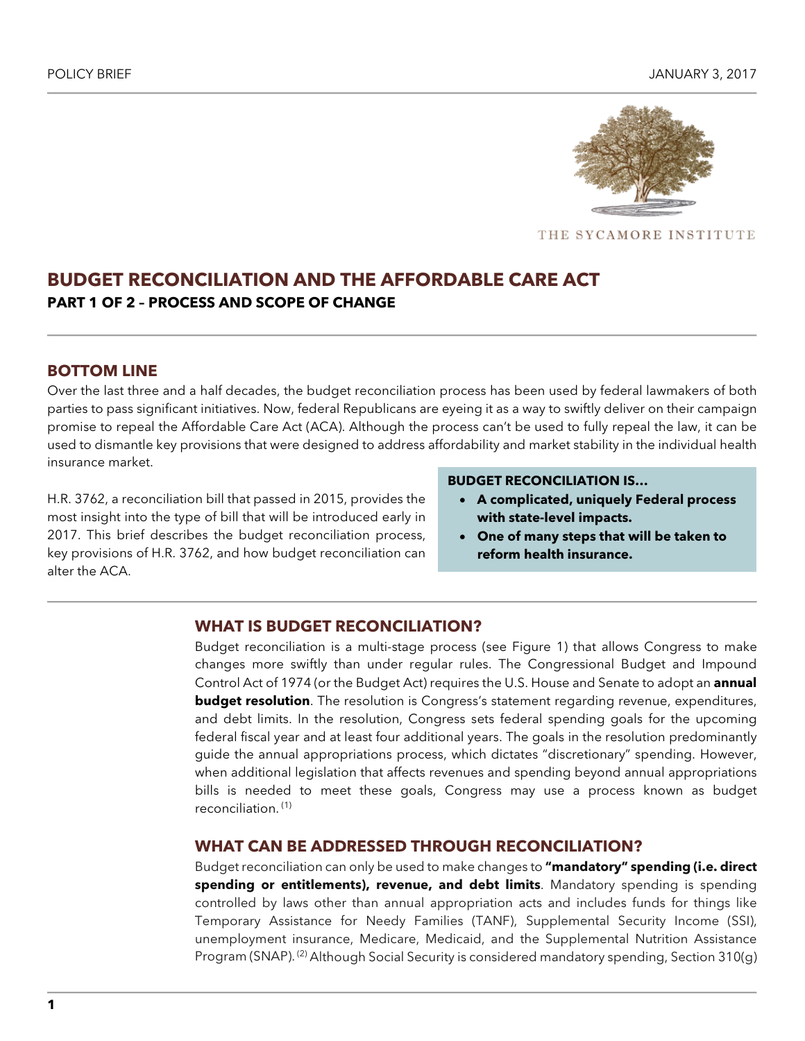POLICY BRIEF JANUARY 3, 2017

THE SYCAMORE INSTITUTE

# BUDGET RECONCILIATION AND THE AFFORDABLE CARE ACT

### PART 1 OF 2 – PROCESS AND SCOPE OF CHANGE

## BOTTOM LINE

Over the last three and a half decades, the budget reconciliation process has been used by federal lawmakers of both parties to pass significant initiatives. Now, federal Republicans are eyeing it as a way to swiftly deliver on their campaign promise to repeal the Affordable Care Act (ACA). Although the process can't be used to fully repeal the law, it can be used to dismantle key provisions that were designed to address affordability and market stability in the individual health insurance market.

H.R. 3762, a reconciliation bill that passed in 2015, provides the most insight into the type of bill that will be introduced early in 2017. This brief describes the budget reconciliation process, key provisions of H.R. 3762, and how budget reconciliation can alter the ACA.

**BUDGET RECONCILIATION IS…**

- **A complicated, uniquely Federal process with state-level impacts.**
- **One of many steps that will be taken to reform health insurance.**

## WHAT IS BUDGET RECONCILIATION?

Budget reconciliation is a multi-stage process (see Figure 1) that allows Congress to make changes more swiftly than under regular rules. The Congressional Budget and Impound Control Act of 1974 (or the Budget Act) requires the U.S. House and Senate to adopt an **annual budget resolution**. The resolution is Congress's statement regarding revenue, expenditures, and debt limits. In the resolution, Congress sets federal spending goals for the upcoming federal fiscal year and at least four additional years. The goals in the resolution predominantly guide the annual appropriations process, which dictates "discretionary" spending. However, when additional legislation that affects revenues and spending beyond annual appropriations bills is needed to meet these goals, Congress may use a process known as budget reconciliation. [1]

## WHAT CAN BE ADDRESSED THROUGH RECONCILIATION?

Budget reconciliation can only be used to make changes to **"mandatory" spending (i.e. direct spending or entitlements), revenue, and debt limits**. Mandatory spending is spending controlled by laws other than annual appropriation acts and includes funds for things like Temporary Assistance for Needy Families (TANF), Supplemental Security Income (SSI), unemployment insurance, Medicare, Medicaid, and the Supplemental Nutrition Assistance Program (SNAP). [2] Although Social Security is considered mandatory spending, Section 310(g)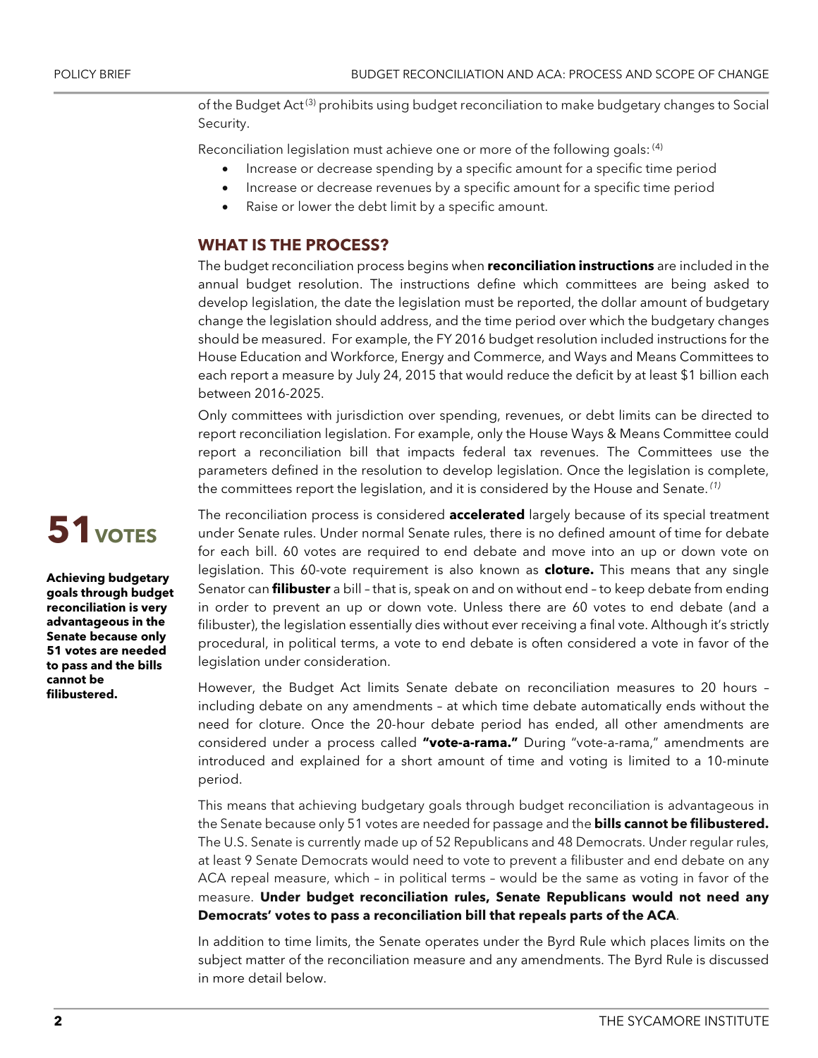of the Budget Act[3] prohibits using budget reconciliation to make budgetary changes to Social Security.

Reconciliation legislation must achieve one or more of the following goals: [4]

- Increase or decrease spending by a specific amount for a specific time period
- Increase or decrease revenues by a specific amount for a specific time period
- Raise or lower the debt limit by a specific amount.

## WHAT IS THE PROCESS?

The budget reconciliation process begins when **reconciliation instructions** are included in the annual budget resolution. The instructions define which committees are being asked to develop legislation, the date the legislation must be reported, the dollar amount of budgetary change the legislation should address, and the time period over which the budgetary changes should be measured. For example, the FY 2016 budget resolution included instructions for the House Education and Workforce, Energy and Commerce, and Ways and Means Committees to each report a measure by July 24, 2015 that would reduce the deficit by at least $1 billion each between 2016-2025.

Only committees with jurisdiction over spending, revenues, or debt limits can be directed to report reconciliation legislation. For example, only the House Ways & Means Committee could report a reconciliation bill that impacts federal tax revenues. The Committees use the parameters defined in the resolution to develop legislation. Once the legislation is complete, the committees report the legislation, and it is considered by the House and Senate. *[1]*

**51 VOTES**

**Achieving budgetary goals through budget reconciliation is very advantageous in the Senate because only 51 votes are needed to pass and the bills cannot be filibustered.**

The reconciliation process is considered **accelerated** largely because of its special treatment under Senate rules. Under normal Senate rules, there is no defined amount of time for debate for each bill. 60 votes are required to end debate and move into an up or down vote on legislation. This 60-vote requirement is also known as **cloture.** This means that any single Senator can **filibuster** a bill – that is, speak on and on without end – to keep debate from ending in order to prevent an up or down vote. Unless there are 60 votes to end debate (and a filibuster), the legislation essentially dies without ever receiving a final vote. Although it's strictly procedural, in political terms, a vote to end debate is often considered a vote in favor of the legislation under consideration.

However, the Budget Act limits Senate debate on reconciliation measures to 20 hours – including debate on any amendments – at which time debate automatically ends without the need for cloture. Once the 20-hour debate period has ended, all other amendments are considered under a process called **"vote-a-rama."** During "vote-a-rama," amendments are introduced and explained for a short amount of time and voting is limited to a 10-minute period.

This means that achieving budgetary goals through budget reconciliation is advantageous in the Senate because only 51 votes are needed for passage and the **bills cannot be filibustered.** The U.S. Senate is currently made up of 52 Republicans and 48 Democrats. Under regular rules, at least 9 Senate Democrats would need to vote to prevent a filibuster and end debate on any ACA repeal measure, which – in political terms – would be the same as voting in favor of the measure. **Under budget reconciliation rules, Senate Republicans would not need any Democrats' votes to pass a reconciliation bill that repeals parts of the ACA**.

In addition to time limits, the Senate operates under the Byrd Rule which places limits on the subject matter of the reconciliation measure and any amendments. The Byrd Rule is discussed in more detail below.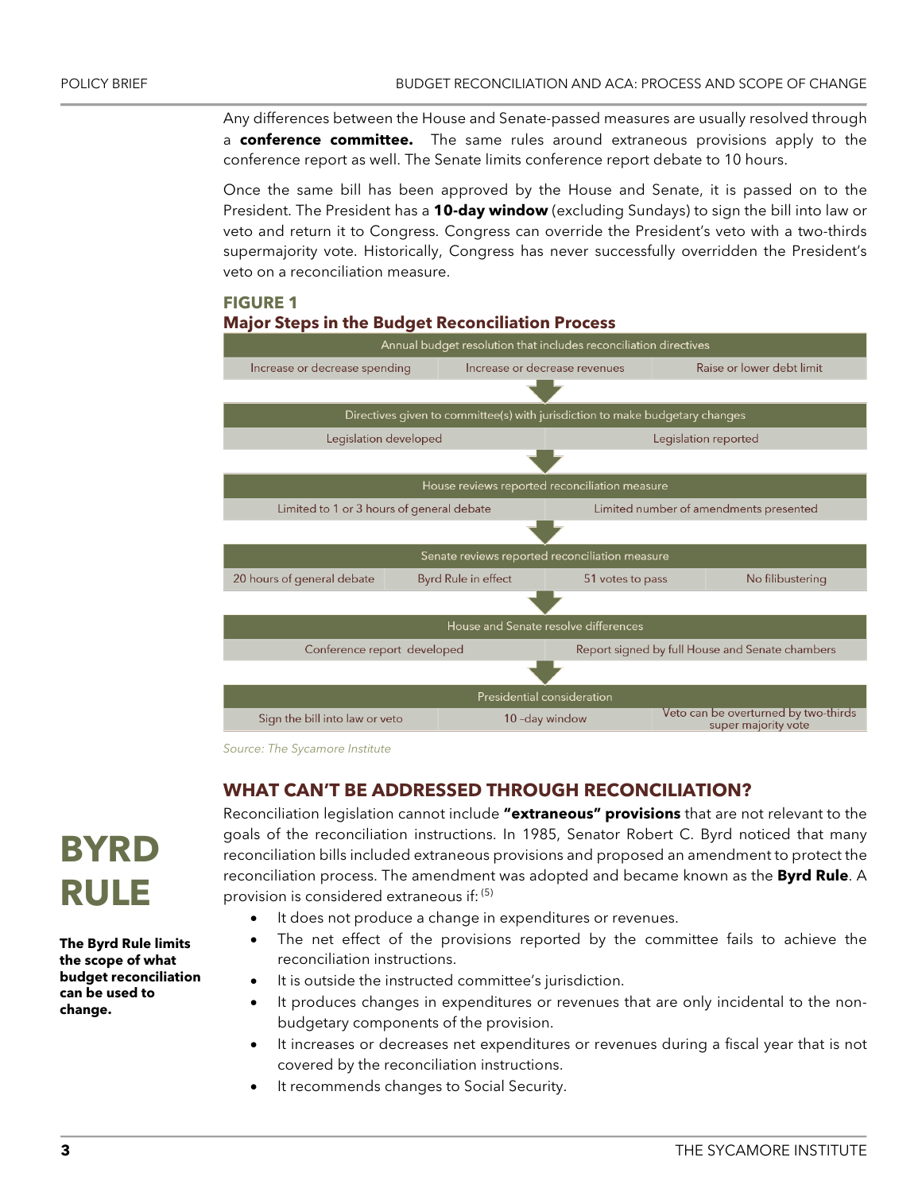Any differences between the House and Senate-passed measures are usually resolved through a **conference committee.** The same rules around extraneous provisions apply to the conference report as well. The Senate limits conference report debate to 10 hours.

Once the same bill has been approved by the House and Senate, it is passed on to the President. The President has a **10-day window** (excluding Sundays) to sign the bill into law or veto and return it to Congress. Congress can override the President's veto with a two-thirds supermajority vote. Historically, Congress has never successfully overridden the President's veto on a reconciliation measure.

**FIGURE 1**
**Major Steps in the Budget Reconciliation Process**

| Annual budget resolution that includes reconciliation directives | | | |
|---|---|---|---|
| Increase or decrease spending | Increase or decrease revenues | Raise or lower debt limit | |
| **↓ Directives given to committee(s) with jurisdiction to make budgetary changes** | | | |
| Legislation developed | Legislation reported | | |
| **↓ House reviews reported reconciliation measure** | | | |
| Limited to 1 or 3 hours of general debate | Limited number of amendments presented | | |
| **↓ Senate reviews reported reconciliation measure** | | | |
| 20 hours of general debate | Byrd Rule in effect | 51 votes to pass | No filibustering |
| **↓ House and Senate resolve differences** | | | |
| Conference report developed | Report signed by full House and Senate chambers | | |
| **↓ Presidential consideration** | | | |
| Sign the bill into law or veto | 10 -day window | Veto can be overturned by two-thirds super majority vote | |

*Source: The Sycamore Institute*

## WHAT CAN'T BE ADDRESSED THROUGH RECONCILIATION?

**BYRD RULE**

**The Byrd Rule limits the scope of what budget reconciliation can be used to change.**

Reconciliation legislation cannot include **"extraneous" provisions** that are not relevant to the goals of the reconciliation instructions. In 1985, Senator Robert C. Byrd noticed that many reconciliation bills included extraneous provisions and proposed an amendment to protect the reconciliation process. The amendment was adopted and became known as the **Byrd Rule**. A provision is considered extraneous if: [5]

- It does not produce a change in expenditures or revenues.
- The net effect of the provisions reported by the committee fails to achieve the reconciliation instructions.
- It is outside the instructed committee's jurisdiction.
- It produces changes in expenditures or revenues that are only incidental to the non-budgetary components of the provision.
- It increases or decreases net expenditures or revenues during a fiscal year that is not covered by the reconciliation instructions.
- It recommends changes to Social Security.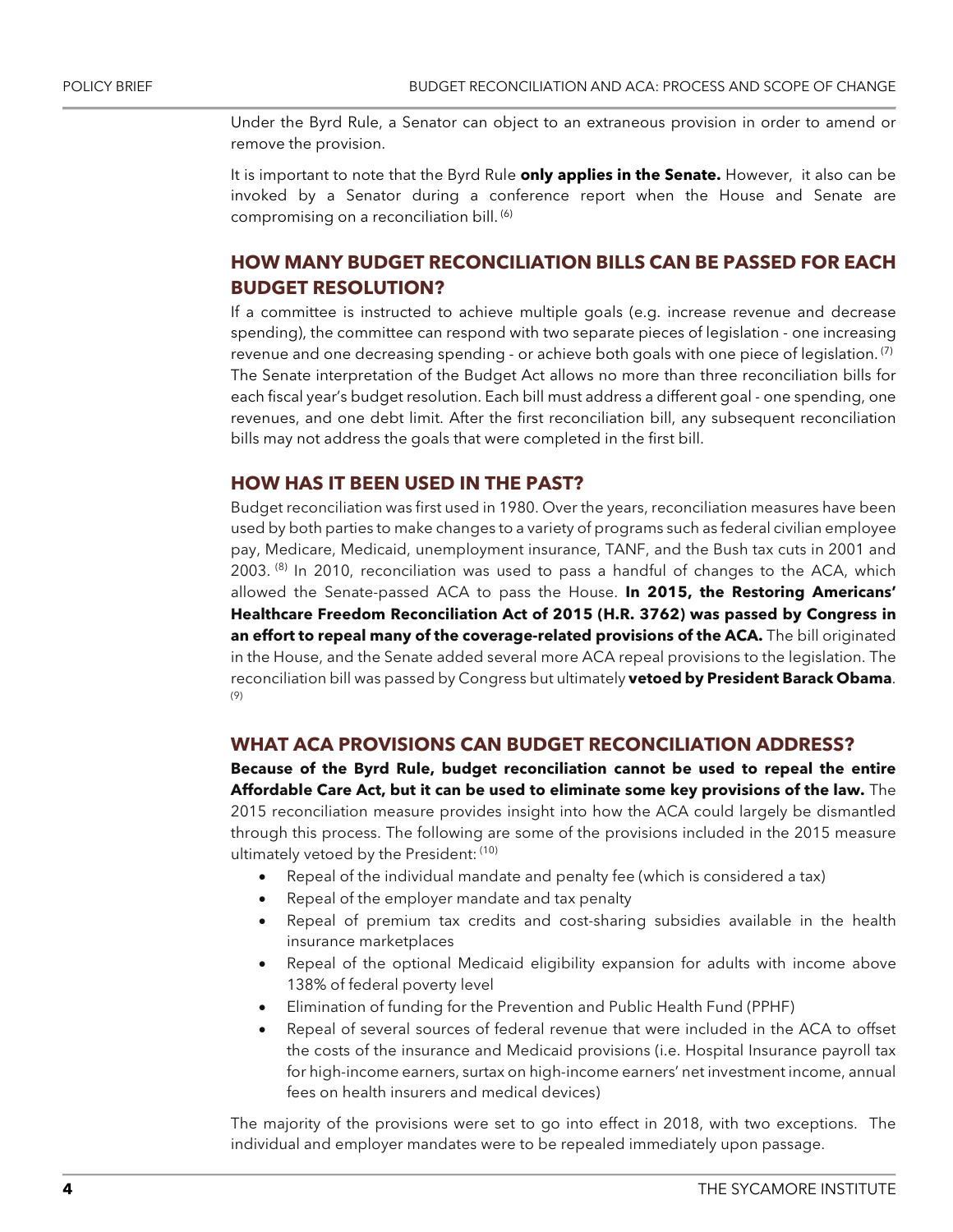Under the Byrd Rule, a Senator can object to an extraneous provision in order to amend or remove the provision.

It is important to note that the Byrd Rule **only applies in the Senate.** However, it also can be invoked by a Senator during a conference report when the House and Senate are compromising on a reconciliation bill. [6]

## HOW MANY BUDGET RECONCILIATION BILLS CAN BE PASSED FOR EACH BUDGET RESOLUTION?

If a committee is instructed to achieve multiple goals (e.g. increase revenue and decrease spending), the committee can respond with two separate pieces of legislation - one increasing revenue and one decreasing spending - or achieve both goals with one piece of legislation. [7] The Senate interpretation of the Budget Act allows no more than three reconciliation bills for each fiscal year's budget resolution. Each bill must address a different goal - one spending, one revenues, and one debt limit. After the first reconciliation bill, any subsequent reconciliation bills may not address the goals that were completed in the first bill.

## HOW HAS IT BEEN USED IN THE PAST?

Budget reconciliation was first used in 1980. Over the years, reconciliation measures have been used by both parties to make changes to a variety of programs such as federal civilian employee pay, Medicare, Medicaid, unemployment insurance, TANF, and the Bush tax cuts in 2001 and 2003. [8] In 2010, reconciliation was used to pass a handful of changes to the ACA, which allowed the Senate-passed ACA to pass the House. **In 2015, the Restoring Americans' Healthcare Freedom Reconciliation Act of 2015 (H.R. 3762) was passed by Congress in an effort to repeal many of the coverage-related provisions of the ACA.** The bill originated in the House, and the Senate added several more ACA repeal provisions to the legislation. The reconciliation bill was passed by Congress but ultimately **vetoed by President Barack Obama**. [9]

## WHAT ACA PROVISIONS CAN BUDGET RECONCILIATION ADDRESS?

**Because of the Byrd Rule, budget reconciliation cannot be used to repeal the entire Affordable Care Act, but it can be used to eliminate some key provisions of the law.** The 2015 reconciliation measure provides insight into how the ACA could largely be dismantled through this process. The following are some of the provisions included in the 2015 measure ultimately vetoed by the President: [10]

- Repeal of the individual mandate and penalty fee (which is considered a tax)
- Repeal of the employer mandate and tax penalty
- Repeal of premium tax credits and cost-sharing subsidies available in the health insurance marketplaces
- Repeal of the optional Medicaid eligibility expansion for adults with income above 138% of federal poverty level
- Elimination of funding for the Prevention and Public Health Fund (PPHF)
- Repeal of several sources of federal revenue that were included in the ACA to offset the costs of the insurance and Medicaid provisions (i.e. Hospital Insurance payroll tax for high-income earners, surtax on high-income earners' net investment income, annual fees on health insurers and medical devices)

The majority of the provisions were set to go into effect in 2018, with two exceptions. The individual and employer mandates were to be repealed immediately upon passage.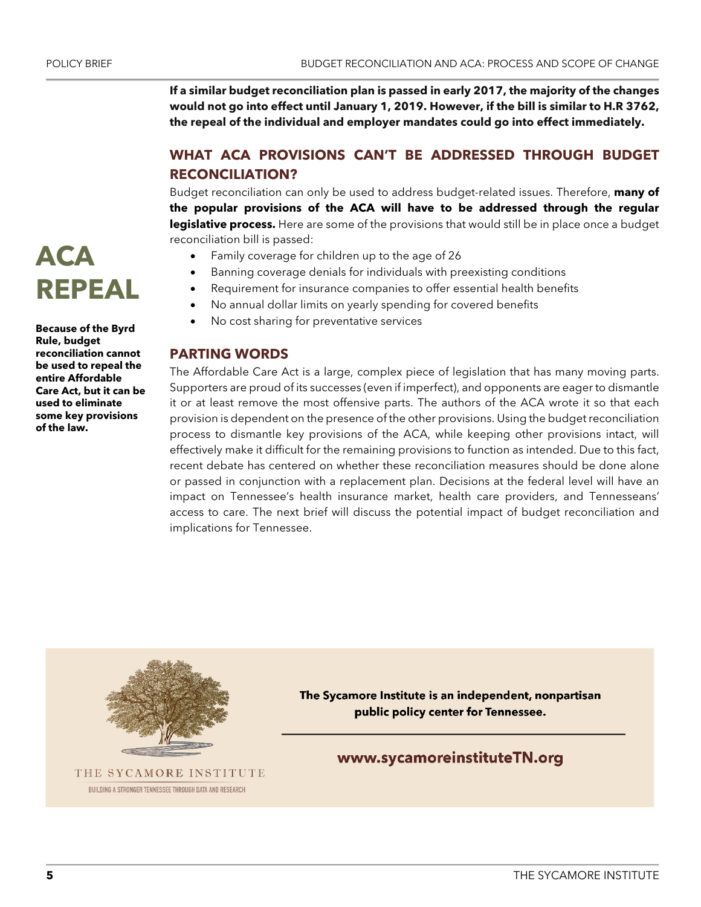**If a similar budget reconciliation plan is passed in early 2017, the majority of the changes would not go into effect until January 1, 2019. However, if the bill is similar to H.R 3762, the repeal of the individual and employer mandates could go into effect immediately.**

## WHAT ACA PROVISIONS CAN'T BE ADDRESSED THROUGH BUDGET RECONCILIATION?

Budget reconciliation can only be used to address budget-related issues. Therefore, **many of the popular provisions of the ACA will have to be addressed through the regular legislative process.** Here are some of the provisions that would still be in place once a budget reconciliation bill is passed:

- Family coverage for children up to the age of 26
- Banning coverage denials for individuals with preexisting conditions
- Requirement for insurance companies to offer essential health benefits
- No annual dollar limits on yearly spending for covered benefits
- No cost sharing for preventative services

**ACA REPEAL**

**Because of the Byrd Rule, budget reconciliation cannot be used to repeal the entire Affordable Care Act, but it can be used to eliminate some key provisions of the law.**

## PARTING WORDS

The Affordable Care Act is a large, complex piece of legislation that has many moving parts. Supporters are proud of its successes (even if imperfect), and opponents are eager to dismantle it or at least remove the most offensive parts. The authors of the ACA wrote it so that each provision is dependent on the presence of the other provisions. Using the budget reconciliation process to dismantle key provisions of the ACA, while keeping other provisions intact, will effectively make it difficult for the remaining provisions to function as intended. Due to this fact, recent debate has centered on whether these reconciliation measures should be done alone or passed in conjunction with a replacement plan. Decisions at the federal level will have an impact on Tennessee's health insurance market, health care providers, and Tennesseans' access to care. The next brief will discuss the potential impact of budget reconciliation and implications for Tennessee.

THE SYCAMORE INSTITUTE

BUILDING A STRONGER TENNESSEE THROUGH DATA AND RESEARCH

**The Sycamore Institute is an independent, nonpartisan public policy center for Tennessee.**

**www.sycamoreinstituteTN.org**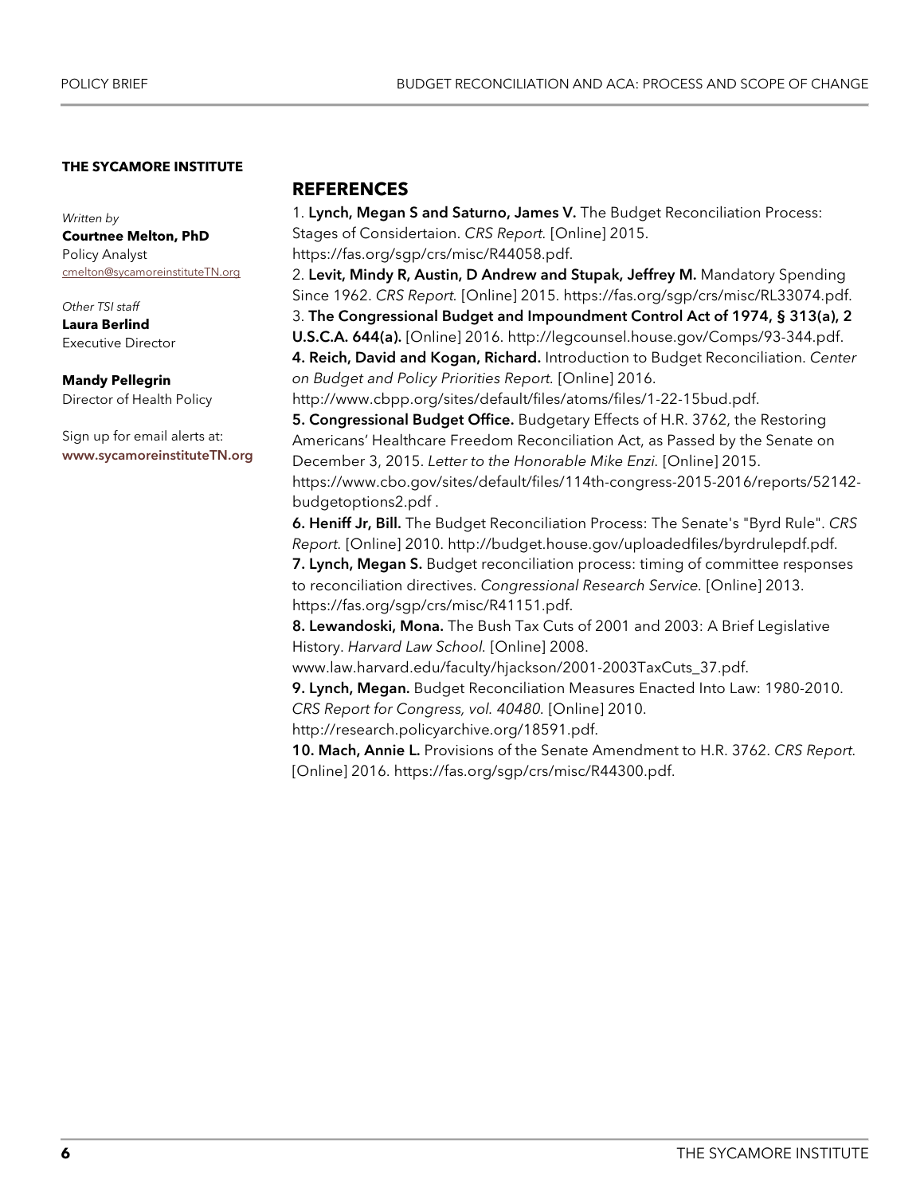**THE SYCAMORE INSTITUTE**

*Written by*
**Courtnee Melton, PhD**
Policy Analyst
cmelton@sycamoreinstituteTN.org

*Other TSI staff*
**Laura Berlind**
Executive Director

**Mandy Pellegrin**
Director of Health Policy

Sign up for email alerts at:
**www.sycamoreinstituteTN.org**

## REFERENCES

1. **Lynch, Megan S and Saturno, James V.** The Budget Reconciliation Process: Stages of Considertaion. *CRS Report.* [Online] 2015. https://fas.org/sgp/crs/misc/R44058.pdf.

2. **Levit, Mindy R, Austin, D Andrew and Stupak, Jeffrey M.** Mandatory Spending Since 1962. *CRS Report.* [Online] 2015. https://fas.org/sgp/crs/misc/RL33074.pdf.

3. **The Congressional Budget and Impoundment Control Act of 1974, § 313(a), 2 U.S.C.A. 644(a).** [Online] 2016. http://legcounsel.house.gov/Comps/93-344.pdf.

**4. Reich, David and Kogan, Richard.** Introduction to Budget Reconciliation. *Center on Budget and Policy Priorities Report.* [Online] 2016. http://www.cbpp.org/sites/default/files/atoms/files/1-22-15bud.pdf.

**5. Congressional Budget Office.** Budgetary Effects of H.R. 3762, the Restoring Americans' Healthcare Freedom Reconciliation Act, as Passed by the Senate on December 3, 2015. *Letter to the Honorable Mike Enzi.* [Online] 2015. https://www.cbo.gov/sites/default/files/114th-congress-2015-2016/reports/52142-budgetoptions2.pdf .

**6. Heniff Jr, Bill.** The Budget Reconciliation Process: The Senate's "Byrd Rule". *CRS Report.* [Online] 2010. http://budget.house.gov/uploadedfiles/byrdrulepdf.pdf.

**7. Lynch, Megan S.** Budget reconciliation process: timing of committee responses to reconciliation directives. *Congressional Research Service.* [Online] 2013. https://fas.org/sgp/crs/misc/R41151.pdf.

**8. Lewandoski, Mona.** The Bush Tax Cuts of 2001 and 2003: A Brief Legislative History. *Harvard Law School.* [Online] 2008. www.law.harvard.edu/faculty/hjackson/2001-2003TaxCuts_37.pdf.

**9. Lynch, Megan.** Budget Reconciliation Measures Enacted Into Law: 1980-2010. *CRS Report for Congress, vol. 40480.* [Online] 2010. http://research.policyarchive.org/18591.pdf.

**10. Mach, Annie L.** Provisions of the Senate Amendment to H.R. 3762. *CRS Report.* [Online] 2016. https://fas.org/sgp/crs/misc/R44300.pdf.